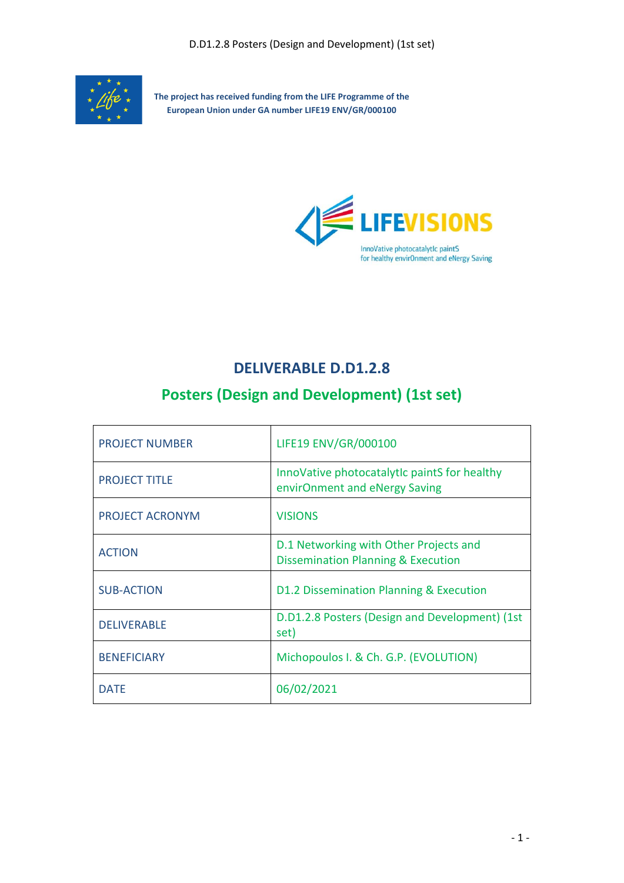The project has received funding from the LIFE Programme of the European Union under GA number LIFE19 ENV/GR/000100

LIFEVISIONS

InnoVative photocatalytIc paintS for healthy envirOnment and eNergy Saving

# DELIVERABLE D.D1.2.8

## Posters (Design and Development) (1st set)

| | |
|---|---|
| PROJECT NUMBER | LIFE19 ENV/GR/000100 |
| PROJECT TITLE | InnoVative photocatalytIc paintS for healthy envirOnment and eNergy Saving |
| PROJECT ACRONYM | VISIONS |
| ACTION | D.1 Networking with Other Projects and Dissemination Planning & Execution |
| SUB-ACTION | D1.2 Dissemination Planning & Execution |
| DELIVERABLE | D.D1.2.8 Posters (Design and Development) (1st set) |
| BENEFICIARY | Michopoulos I. & Ch. G.P. (EVOLUTION) |
| DATE | 06/02/2021 |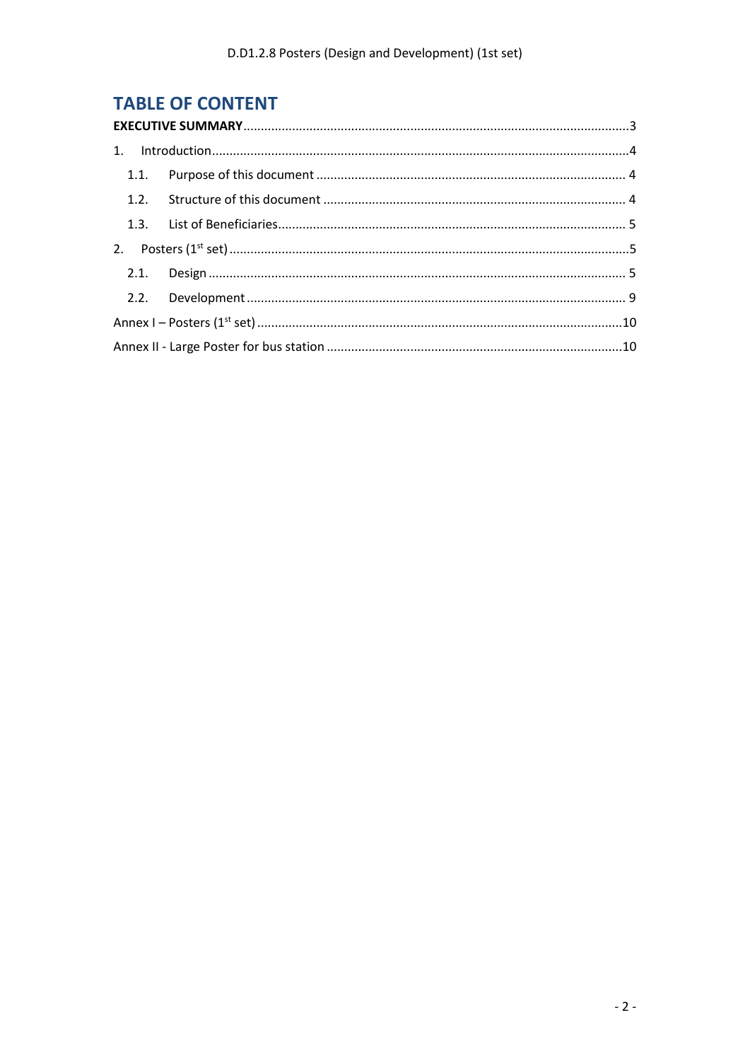# TABLE OF CONTENT

**EXECUTIVE SUMMARY** .......... 3

1. Introduction .......... 4
   - 1.1. Purpose of this document .......... 4
   - 1.2. Structure of this document .......... 4
   - 1.3. List of Beneficiaries .......... 5
2. Posters (1st set) .......... 5
   - 2.1. Design .......... 5
   - 2.2. Development .......... 9

Annex I – Posters (1st set) .......... 10

Annex II - Large Poster for bus station .......... 10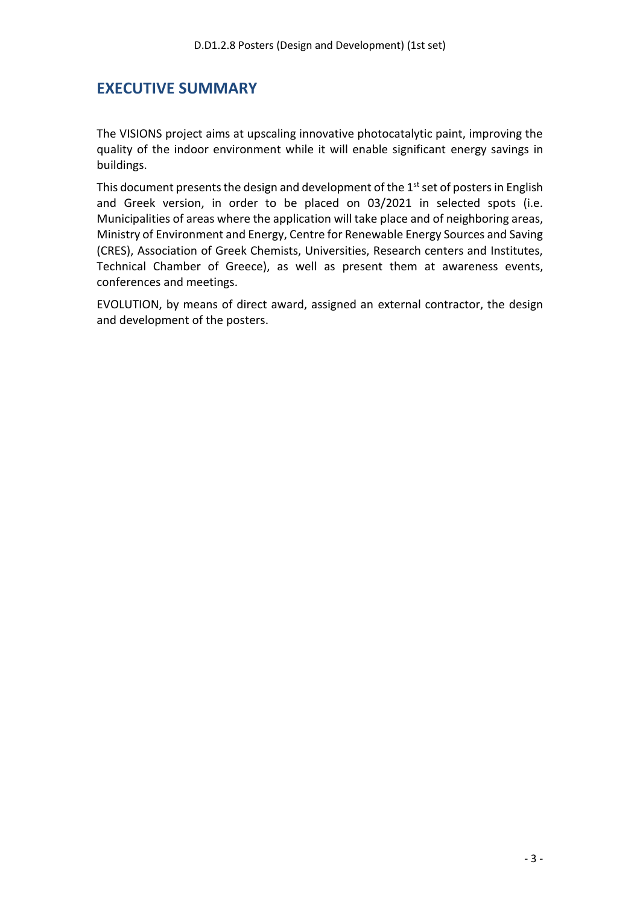## EXECUTIVE SUMMARY

The VISIONS project aims at upscaling innovative photocatalytic paint, improving the quality of the indoor environment while it will enable significant energy savings in buildings.

This document presents the design and development of the 1st set of posters in English and Greek version, in order to be placed on 03/2021 in selected spots (i.e. Municipalities of areas where the application will take place and of neighboring areas, Ministry of Environment and Energy, Centre for Renewable Energy Sources and Saving (CRES), Association of Greek Chemists, Universities, Research centers and Institutes, Technical Chamber of Greece), as well as present them at awareness events, conferences and meetings.

EVOLUTION, by means of direct award, assigned an external contractor, the design and development of the posters.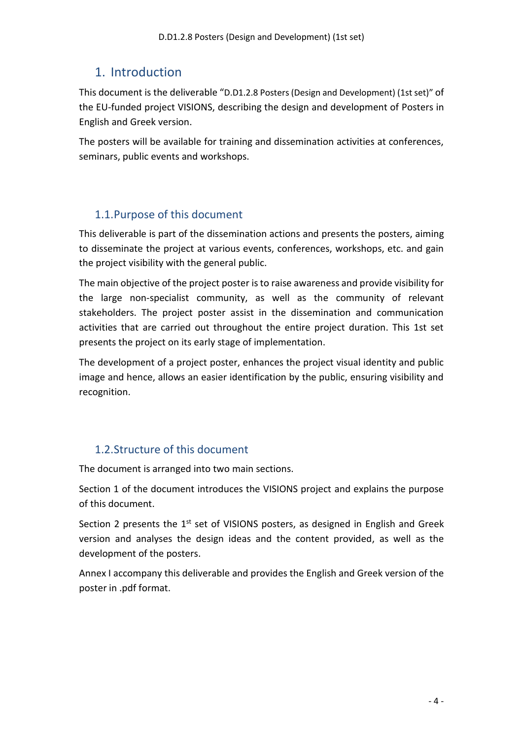# 1. Introduction

This document is the deliverable "D.D1.2.8 Posters (Design and Development) (1st set)" of the EU-funded project VISIONS, describing the design and development of Posters in English and Greek version.

The posters will be available for training and dissemination activities at conferences, seminars, public events and workshops.

## 1.1. Purpose of this document

This deliverable is part of the dissemination actions and presents the posters, aiming to disseminate the project at various events, conferences, workshops, etc. and gain the project visibility with the general public.

The main objective of the project poster is to raise awareness and provide visibility for the large non-specialist community, as well as the community of relevant stakeholders. The project poster assist in the dissemination and communication activities that are carried out throughout the entire project duration. This 1st set presents the project on its early stage of implementation.

The development of a project poster, enhances the project visual identity and public image and hence, allows an easier identification by the public, ensuring visibility and recognition.

## 1.2. Structure of this document

The document is arranged into two main sections.

Section 1 of the document introduces the VISIONS project and explains the purpose of this document.

Section 2 presents the 1st set of VISIONS posters, as designed in English and Greek version and analyses the design ideas and the content provided, as well as the development of the posters.

Annex I accompany this deliverable and provides the English and Greek version of the poster in .pdf format.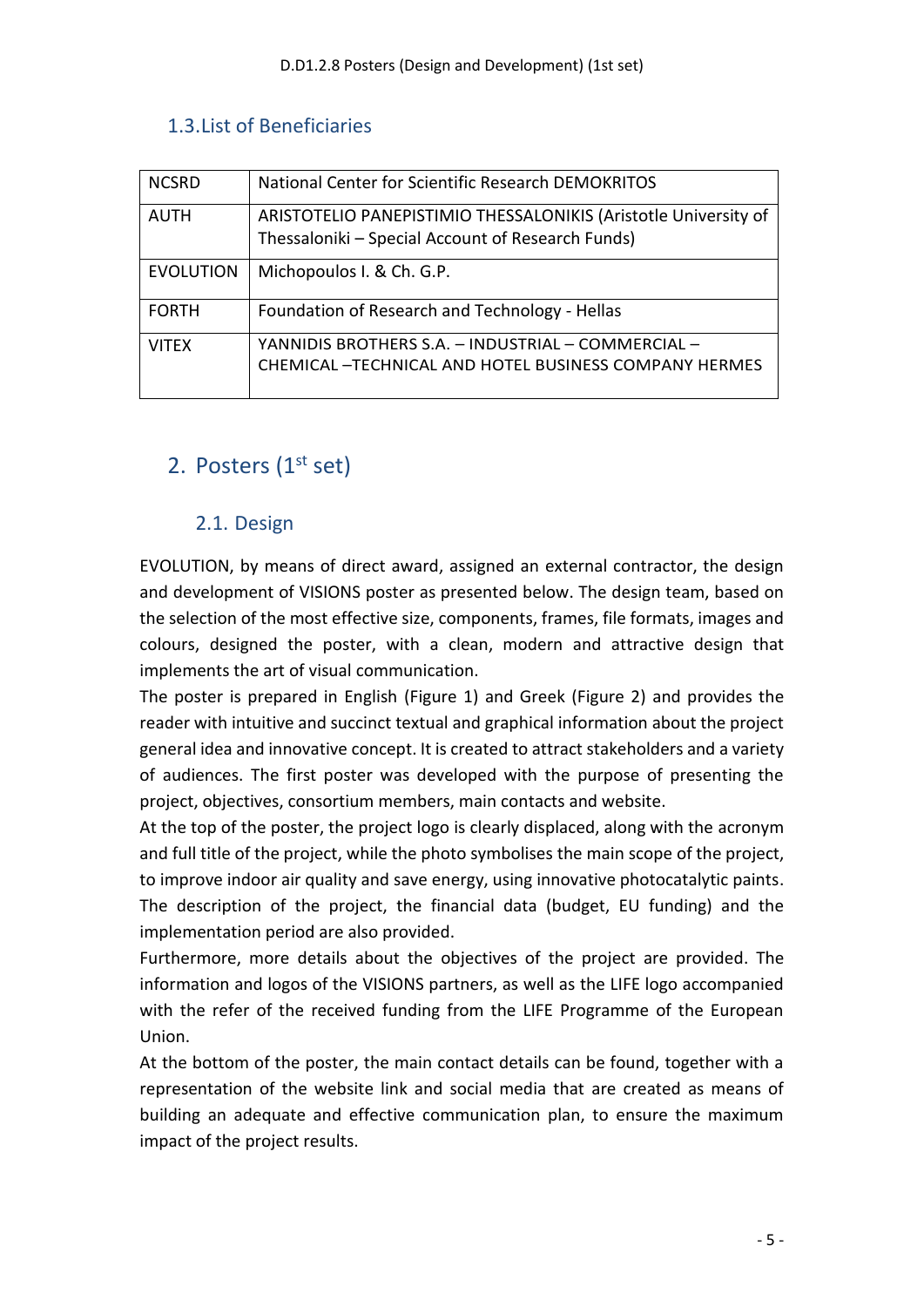## 1.3. List of Beneficiaries

| | |
|---|---|
| NCSRD | National Center for Scientific Research DEMOKRITOS |
| AUTH | ARISTOTELIO PANEPISTIMIO THESSALONIKIS (Aristotle University of Thessaloniki – Special Account of Research Funds) |
| EVOLUTION | Michopoulos I. & Ch. G.P. |
| FORTH | Foundation of Research and Technology - Hellas |
| VITEX | YANNIDIS BROTHERS S.A. – INDUSTRIAL – COMMERCIAL – CHEMICAL –TECHNICAL AND HOTEL BUSINESS COMPANY HERMES |

# 2. Posters (1st set)

## 2.1. Design

EVOLUTION, by means of direct award, assigned an external contractor, the design and development of VISIONS poster as presented below. The design team, based on the selection of the most effective size, components, frames, file formats, images and colours, designed the poster, with a clean, modern and attractive design that implements the art of visual communication.

The poster is prepared in English (Figure 1) and Greek (Figure 2) and provides the reader with intuitive and succinct textual and graphical information about the project general idea and innovative concept. It is created to attract stakeholders and a variety of audiences. The first poster was developed with the purpose of presenting the project, objectives, consortium members, main contacts and website.

At the top of the poster, the project logo is clearly displaced, along with the acronym and full title of the project, while the photo symbolises the main scope of the project, to improve indoor air quality and save energy, using innovative photocatalytic paints. The description of the project, the financial data (budget, EU funding) and the implementation period are also provided.

Furthermore, more details about the objectives of the project are provided. The information and logos of the VISIONS partners, as well as the LIFE logo accompanied with the refer of the received funding from the LIFE Programme of the European Union.

At the bottom of the poster, the main contact details can be found, together with a representation of the website link and social media that are created as means of building an adequate and effective communication plan, to ensure the maximum impact of the project results.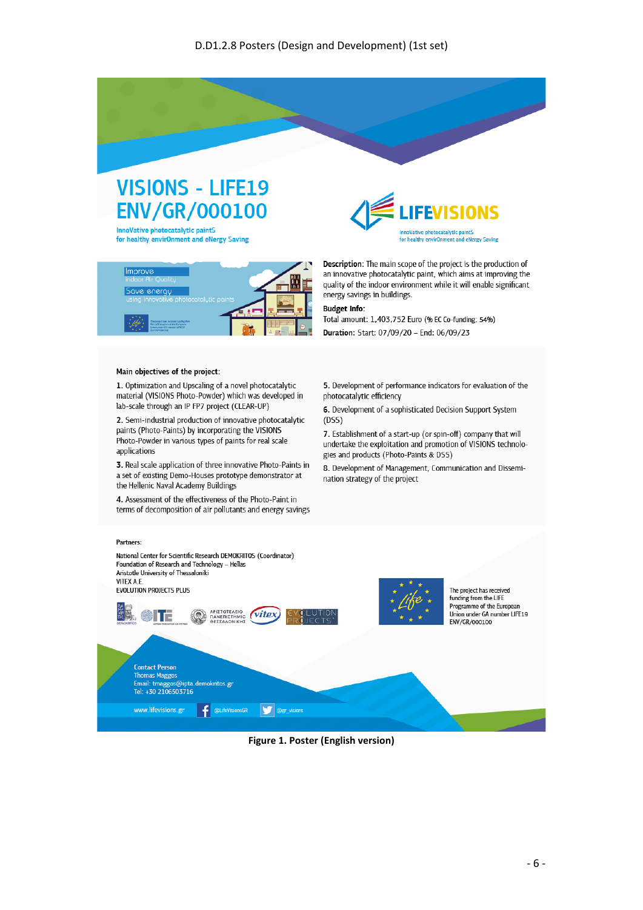D.D1.2.8 Posters (Design and Development) (1st set)

# VISIONS - LIFE19 ENV/GR/000100

InnoVative photocatalytIc paintS for healthy envirOnment and eNergy Saving

LIFEVISIONS

InnoVative photocatalytIc paintS for healthy envirOnment and eNergy Saving

Improve indoor Air Quality

Save energy using innovative photocatalytic paints

**Description**: The main scope of the project is the production of an innovative photocatalytic paint, which aims at improving the quality of the indoor environment while it will enable significant energy savings in buildings.

**Budget Info**:

Total amount: 1,403,752 Euro (% EC Co-funding: 54%)

**Duration**: Start: 07/09/20 – End: 06/09/23

**Main objectives of the project**:

**1.** Optimization and Upscaling of a novel photocatalytic material (VISIONS Photo-Powder) which was developed in lab-scale through an IP FP7 project (CLEAR-UP)

**2.** Semi-industrial production of innovative photocatalytic paints (Photo-Paints) by incorporating the VISIONS Photo-Powder in various types of paints for real scale applications

**3.** Real scale application of three innovative Photo-Paints in a set of existing Demo-Houses prototype demonstrator at the Hellenic Naval Academy Buildings

**4.** Assessment of the effectiveness of the Photo-Paint in terms of decomposition of air pollutants and energy savings

**5.** Development of performance indicators for evaluation of the photocatalytic efficiency

**6.** Development of a sophisticated Decision Support System (DSS)

**7.** Establishment of a start-up (or spin-off) company that will undertake the exploitation and promotion of VISIONS technologies and products (Photo-Paints & DSS)

**8.** Development of Management, Communication and Dissemination strategy of the project

**Partners**:

National Center for Scientific Research DEMOKRITOS (Coordinator)
Foundation of Research and Technology – Hellas
Aristotle University of Thessaloniki
VITEX A.E.
EVOLUTION PROJECTS PLUS

The project has received funding from the LIFE Programme of the European Union under GA number LIFE19 ENV/GR/000100

Contact Person
Thomas Maggos
Email: tmaggos@ipta.demokritos.gr
Tel: +30 2106503716

www.lifevisions.gr @LifeVisionsGR @gr_visions

**Figure 1. Poster (English version)**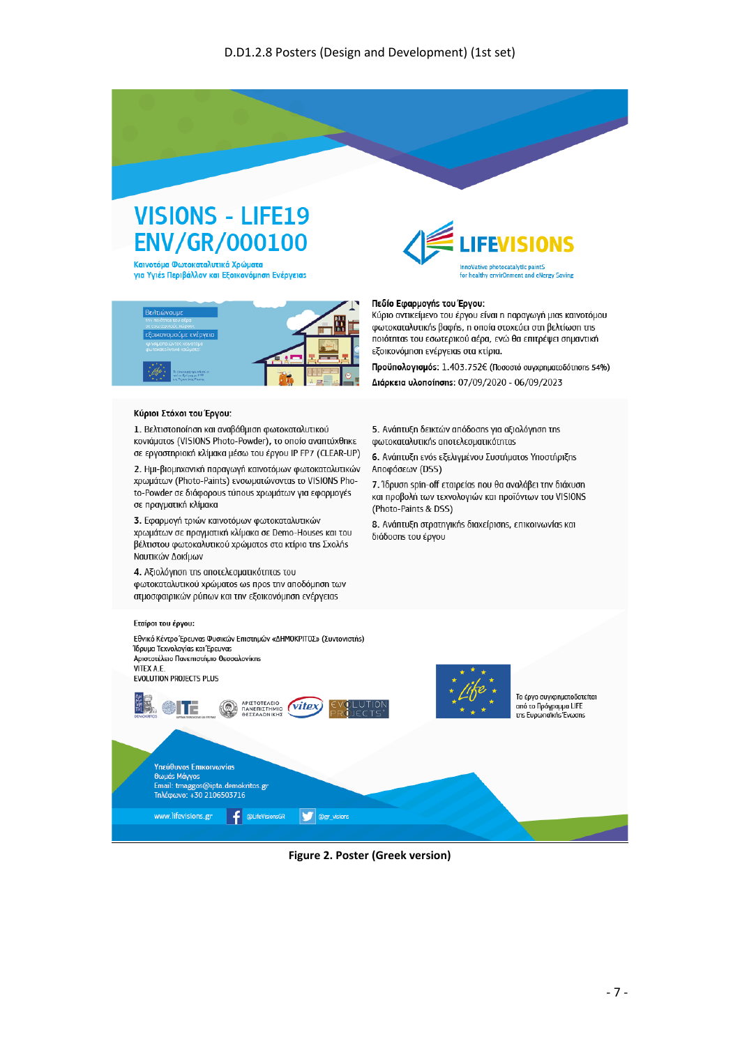# VISIONS - LIFE19 ENV/GR/000100

Καινοτόμα Φωτοκαταλυτικά Χρώματα
για Υγιές Περιβάλλον και Εξοικονόμηση Ενέργειας

LIFEVISIONS
innoVative photocatalytIc paintS for healthy envirOnment and eNergy Saving

**Πεδίο Εφαρμογής του Έργου:**
Κύριο αντικείμενο του έργου είναι η παραγωγή μιας καινοτόμου φωτοκαταλυτικής βαφής, η οποία στοχεύει στη βελτίωση της ποιότητας του εσωτερικού αέρα, ενώ θα επιτρέψει σημαντική εξοικονόμηση ενέργειας στα κτίρια.

**Προϋπολογισμός:** 1.403.752€ (Ποσοστό συγχρηματοδότησης 54%)

**Διάρκεια υλοποίησης:** 07/09/2020 - 06/09/2023

**Κύριοι Στόχοι του Έργου:**

1. Βελτιστοποίηση και αναβάθμιση φωτοκαταλυτικού κονιάματος (VISIONS Photo-Powder), το οποίο αναπτύχθηκε σε εργαστηριακή κλίμακα μέσω του έργου IP FP7 (CLEAR-UP)
2. Ημι-βιομηχανική παραγωγή καινοτόμων φωτοκαταλυτικών χρωμάτων (Photo-Paints) ενσωματώνοντας το VISIONS Photo-Powder σε διάφορους τύπους χρωμάτων για εφαρμογές σε πραγματική κλίμακα
3. Εφαρμογή τριών καινοτόμων φωτοκαταλυτικών χρωμάτων σε πραγματική κλίμακα σε Demo-Houses και του βέλτιστου φωτοκαλυτικού χρώματος στα κτίρια της Σχολής Ναυτικών Δοκίμων
4. Αξιολόγηση της αποτελεσματικότητας του φωτοκαταλυτικού χρώματος ως προς την αποδόμηση των ατμοσφαιρικών ρύπων και την εξοικονόμηση ενέργειας
5. Ανάπτυξη δεικτών απόδοσης για αξιολόγηση της φωτοκαταλυτικής αποτελεσματικότητας
6. Ανάπτυξη ενός εξελιγμένου Συστήματος Υποστήριξης Αποφάσεων (DSS)
7. Ίδρυση spin-off εταιρείας που θα αναλάβει την διάχυση και προβολή των τεχνολογιών και προϊόντων του VISIONS (Photo-Paints & DSS)
8. Ανάπτυξη στρατηγικής διαχείρισης, επικοινωνίας και διάδοσης του έργου

**Εταίροι του έργου:**

Εθνικό Κέντρο Έρευνας Φυσικών Επιστημών «ΔΗΜΟΚΡΙΤΟΣ» (Συντονιστής)
Ίδρυμα Τεχνολογίας και Έρευνας
Αριστοτέλειο Πανεπιστήμιο Θεσσαλονίκης
VITEX A.E.
EVOLUTION PROJECTS PLUS

Το έργο συγχρηματοδοτείται από το Πρόγραμμα LIFE της Ευρωπαϊκής Ένωσης

Υπεύθυνος Επικοινωνίας
Θωμάς Μάγγος
Email: tmaggos@ipta.demokritos.gr
Τηλέφωνο: +30 2106503716

www.lifevisions.gr | @LifeVisionsGR | @gr_visions

**Figure 2. Poster (Greek version)**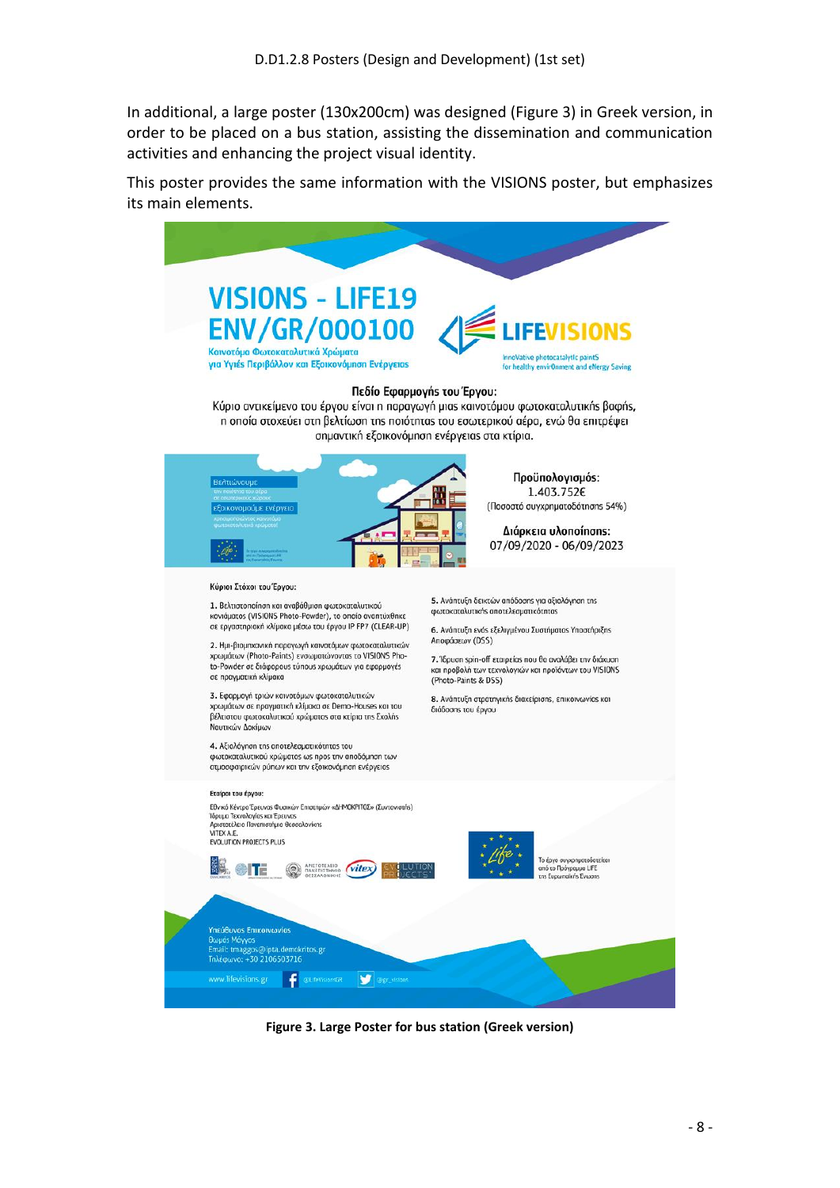In additional, a large poster (130x200cm) was designed (Figure 3) in Greek version, in order to be placed on a bus station, assisting the dissemination and communication activities and enhancing the project visual identity.

This poster provides the same information with the VISIONS poster, but emphasizes its main elements.

# VISIONS - LIFE19 ENV/GR/000100

Καινοτόμα Φωτοκαταλυτικά Χρώματα για Υγιές Περιβάλλον και Εξοικονόμηση Ενέργειας

LIFEVISIONS

InnoVative photocatalytIc paintS for healthy envirOnment and eNergy Saving

**Πεδίο Εφαρμογής του Έργου:**
Κύριο αντικείμενο του έργου είναι η παραγωγή μιας καινοτόμου φωτοκαταλυτικής βαφής, η οποία στοχεύει στη βελτίωση της ποιότητας του εσωτερικού αέρα, ενώ θα επιτρέψει σημαντική εξοικονόμηση ενέργειας στα κτίρια.

Βελτιώνουμε την ποιότητα του αέρα σε εσωτερικούς χώρους

εξοικονομούμε ενέργεια χρησιμοποιώντας καινοτόμα φωτοκαταλυτικά χρώματα!

**Προϋπολογισμός:**
1.403.752€
(Ποσοστό συγχρηματοδότησης 54%)

**Διάρκεια υλοποίησης:**
07/09/2020 - 06/09/2023

**Κύριοι Στόχοι του Έργου:**

1. Βελτιστοποίηση και αναβάθμιση φωτοκαταλυτικού κονιάματος (VISIONS Photo-Powder), το οποίο αναπτύχθηκε σε εργαστηριακή κλίμακα μέσω του έργου IP FP7 (CLEAR-UP)

2. Ημι-βιομηχανική παραγωγή καινοτόμων φωτοκαταλυτικών χρωμάτων (Photo-Paints) ενσωματώνοντας το VISIONS Photo-Powder σε διάφορους τύπους χρωμάτων για εφαρμογές σε πραγματική κλίμακα

3. Εφαρμογή τριών καινοτόμων φωτοκαταλυτικών χρωμάτων σε πραγματική κλίμακα σε Demo-Houses και του βέλτιστου φωτοκαταλυτικού χρώματος στα κτίρια της Σχολής Ναυτικών Δοκίμων

4. Αξιολόγηση της αποτελεσματικότητας του φωτοκαταλυτικού χρώματος ως προς την απόδοση των ατμοσφαιρικών ρύπων και την εξοικονόμηση ενέργειας

5. Ανάπτυξη δεικτών απόδοσης για αξιολόγηση της φωτοκαταλυτικής αποτελεσματικότητας

6. Ανάπτυξη ενός εξελιγμένου Συστήματος Υποστήριξης Αποφάσεων (DSS)

7. Ίδρυση spin-off εταιρείας που θα αναλάβει την διάχυση και προβολή των τεχνολογιών και προϊόντων του VISIONS (Photo-Paints & DSS)

8. Ανάπτυξη στρατηγικής διαχείρισης, επικοινωνίας και διάδοσης του έργου

**Εταίροι του έργου:**
Εθνικό Κέντρο Έρευνας Φυσικών Επιστημών «ΔΗΜΟΚΡΙΤΟΣ» (Συντονιστής)
Ίδρυμα Τεχνολογίας και Έρευνας
Αριστοτέλειο Πανεπιστήμιο Θεσσαλονίκης
VITEX A.E.
EVOLUTION PROJECTS PLUS

Το έργο συγχρηματοδοτείται από το Πρόγραμμα LIFE της Ευρωπαϊκής Ένωσης

Υπεύθυνος Επικοινωνίας
Θωμάς Μάγγος
Email: tmaggos@ipta.demokritos.gr
Τηλέφωνο: +30 2106503716

www.lifevisions.gr @LifeVisionsGR @gr_visions

**Figure 3. Large Poster for bus station (Greek version)**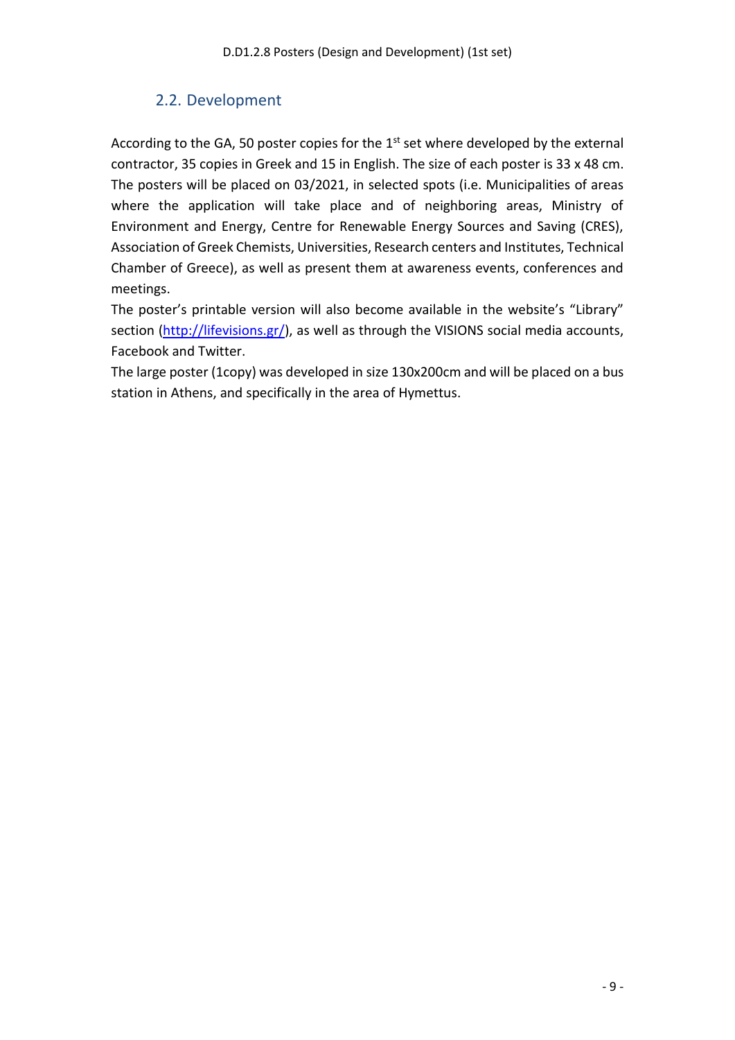## 2.2. Development

According to the GA, 50 poster copies for the 1st set where developed by the external contractor, 35 copies in Greek and 15 in English. The size of each poster is 33 x 48 cm. The posters will be placed on 03/2021, in selected spots (i.e. Municipalities of areas where the application will take place and of neighboring areas, Ministry of Environment and Energy, Centre for Renewable Energy Sources and Saving (CRES), Association of Greek Chemists, Universities, Research centers and Institutes, Technical Chamber of Greece), as well as present them at awareness events, conferences and meetings.

The poster's printable version will also become available in the website's "Library" section (http://lifevisions.gr/), as well as through the VISIONS social media accounts, Facebook and Twitter.

The large poster (1copy) was developed in size 130x200cm and will be placed on a bus station in Athens, and specifically in the area of Hymettus.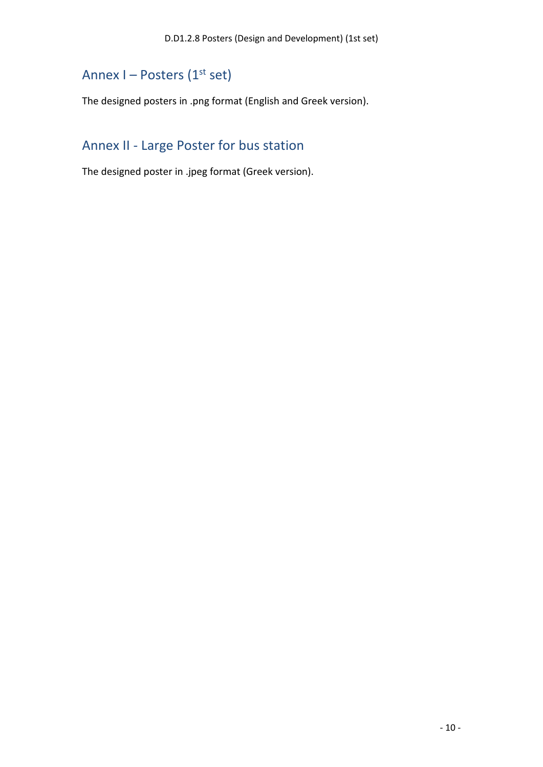## Annex I – Posters (1st set)

The designed posters in .png format (English and Greek version).

## Annex II - Large Poster for bus station

The designed poster in .jpeg format (Greek version).